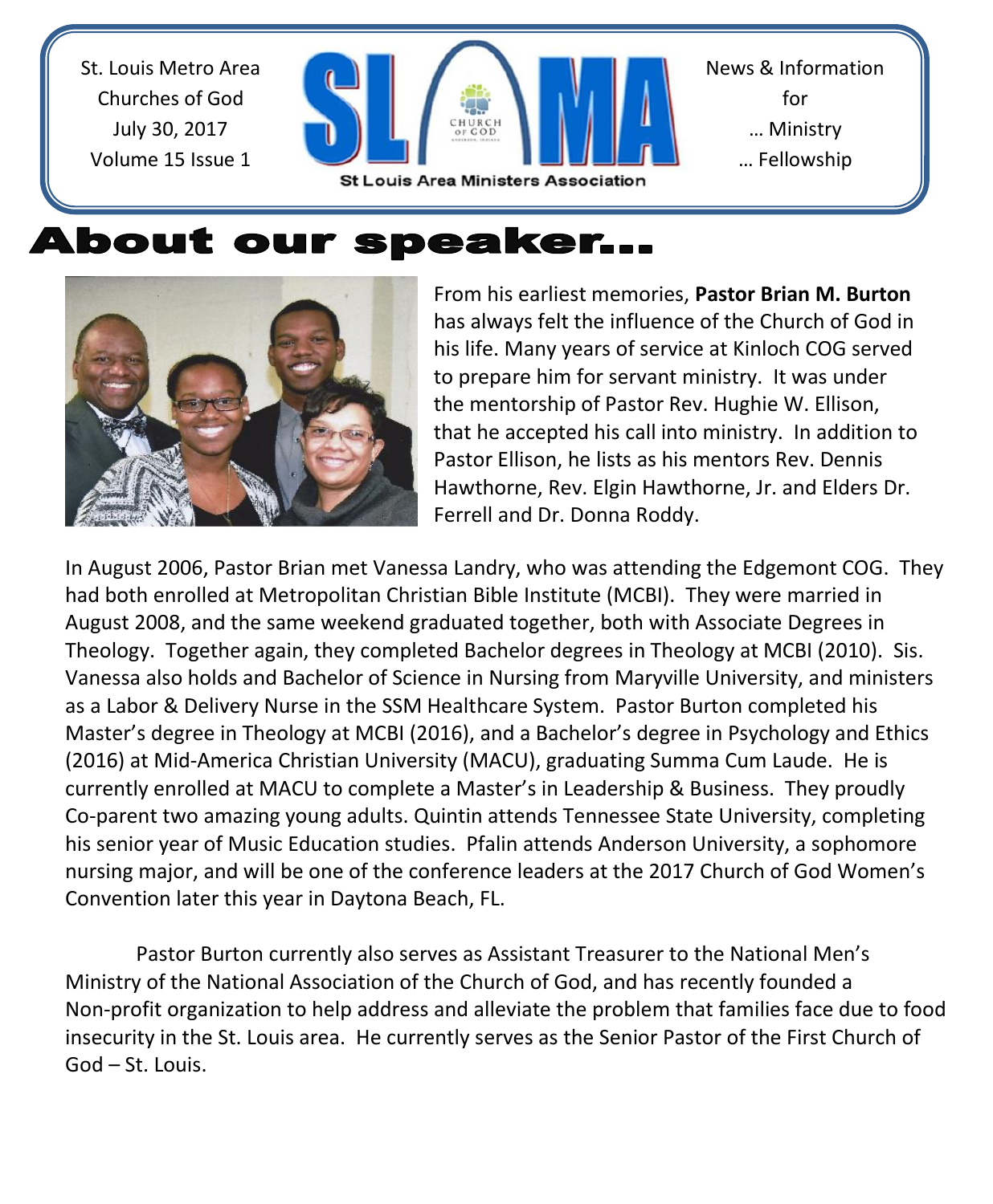St. Louis Metro Area Churches of God
July 30, 2017
Volume 15 Issue 1

SLMA
St Louis Area Ministers Association

News & Information for
… Ministry
… Fellowship

# About our speaker…

From his earliest memories, **Pastor Brian M. Burton** has always felt the influence of the Church of God in his life. Many years of service at Kinloch COG served to prepare him for servant ministry. It was under the mentorship of Pastor Rev. Hughie W. Ellison, that he accepted his call into ministry. In addition to Pastor Ellison, he lists as his mentors Rev. Dennis Hawthorne, Rev. Elgin Hawthorne, Jr. and Elders Dr. Ferrell and Dr. Donna Roddy.

In August 2006, Pastor Brian met Vanessa Landry, who was attending the Edgemont COG. They had both enrolled at Metropolitan Christian Bible Institute (MCBI). They were married in August 2008, and the same weekend graduated together, both with Associate Degrees in Theology. Together again, they completed Bachelor degrees in Theology at MCBI (2010). Sis. Vanessa also holds and Bachelor of Science in Nursing from Maryville University, and ministers as a Labor & Delivery Nurse in the SSM Healthcare System. Pastor Burton completed his Master's degree in Theology at MCBI (2016), and a Bachelor's degree in Psychology and Ethics (2016) at Mid-America Christian University (MACU), graduating Summa Cum Laude. He is currently enrolled at MACU to complete a Master's in Leadership & Business. They proudly Co-parent two amazing young adults. Quintin attends Tennessee State University, completing his senior year of Music Education studies. Pfalin attends Anderson University, a sophomore nursing major, and will be one of the conference leaders at the 2017 Church of God Women's Convention later this year in Daytona Beach, FL.

Pastor Burton currently also serves as Assistant Treasurer to the National Men's Ministry of the National Association of the Church of God, and has recently founded a Non-profit organization to help address and alleviate the problem that families face due to food insecurity in the St. Louis area. He currently serves as the Senior Pastor of the First Church of God – St. Louis.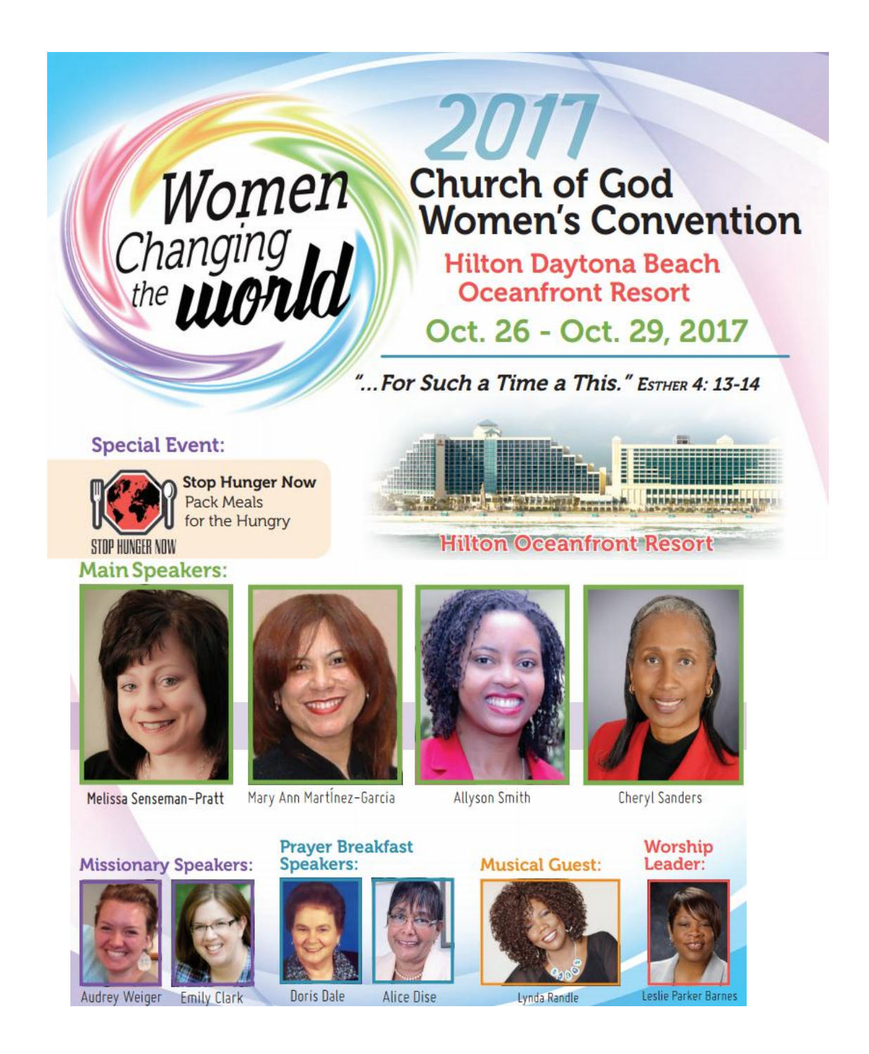# Women Changing the world

# 2017 Church of God Women's Convention

## Hilton Daytona Beach Oceanfront Resort

## Oct. 26 - Oct. 29, 2017

*"...For Such a Time a This."* **Esther 4: 13-14**

### Special Event:

**Stop Hunger Now**
Pack Meals for the Hungry

STOP HUNGER NOW

Hilton Oceanfront Resort

### Main Speakers:

Melissa Senseman-Pratt

Mary Ann Martínez-Garcia

Allyson Smith

Cheryl Sanders

### Missionary Speakers:

Audrey Weiger

Emily Clark

### Prayer Breakfast Speakers:

Doris Dale

Alice Dise

### Musical Guest:

Lynda Randle

### Worship Leader:

Leslie Parker Barnes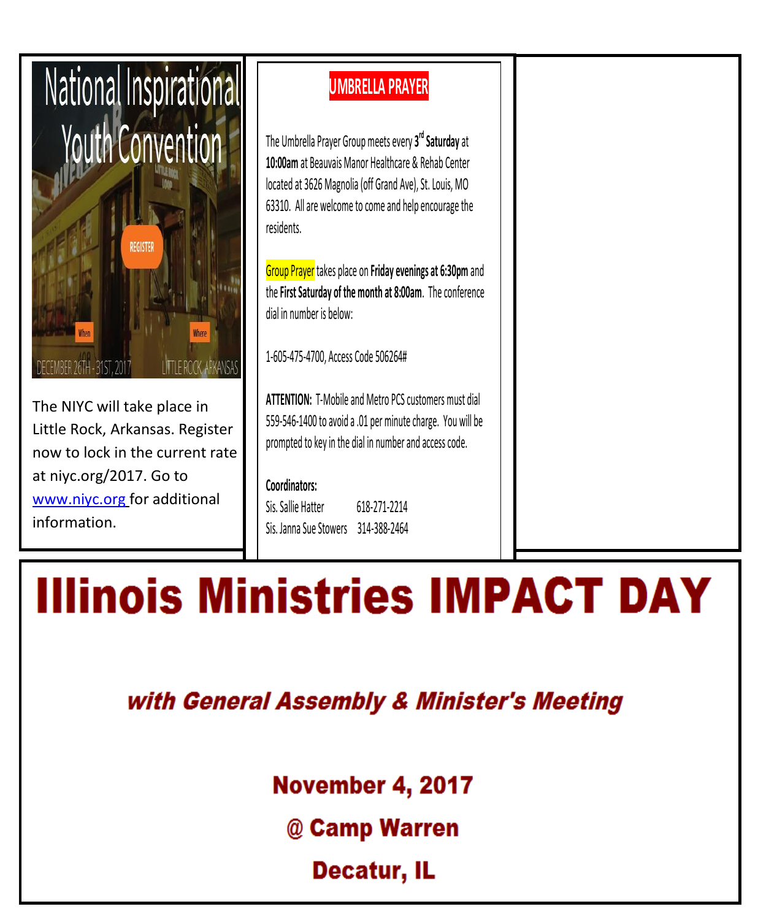# National Inspirational Youth Convention

REGISTER

When: DECEMBER 26TH - 31ST, 2017

Where: LITTLE ROCK ARKANSAS

The NIYC will take place in Little Rock, Arkansas. Register now to lock in the current rate at niyc.org/2017. Go to www.niyc.org for additional information.

## UMBRELLA PRAYER

The Umbrella Prayer Group meets every **3rd Saturday** at **10:00am** at Beauvais Manor Healthcare & Rehab Center located at 3626 Magnolia (off Grand Ave), St. Louis, MO 63310. All are welcome to come and help encourage the residents.

Group Prayer takes place on **Friday evenings at 6:30pm** and the **First Saturday of the month at 8:00am**. The conference dial in number is below:

1-605-475-4700, Access Code 506264#

**ATTENTION:** T-Mobile and Metro PCS customers must dial 559-546-1400 to avoid a .01 per minute charge. You will be prompted to key in the dial in number and access code.

**Coordinators:**

Sis. Sallie Hatter 618-271-2214

Sis. Janna Sue Stowers 314-388-2464

# Illinois Ministries IMPACT DAY

***with General Assembly & Minister's Meeting***

**November 4, 2017**

**@ Camp Warren**

**Decatur, IL**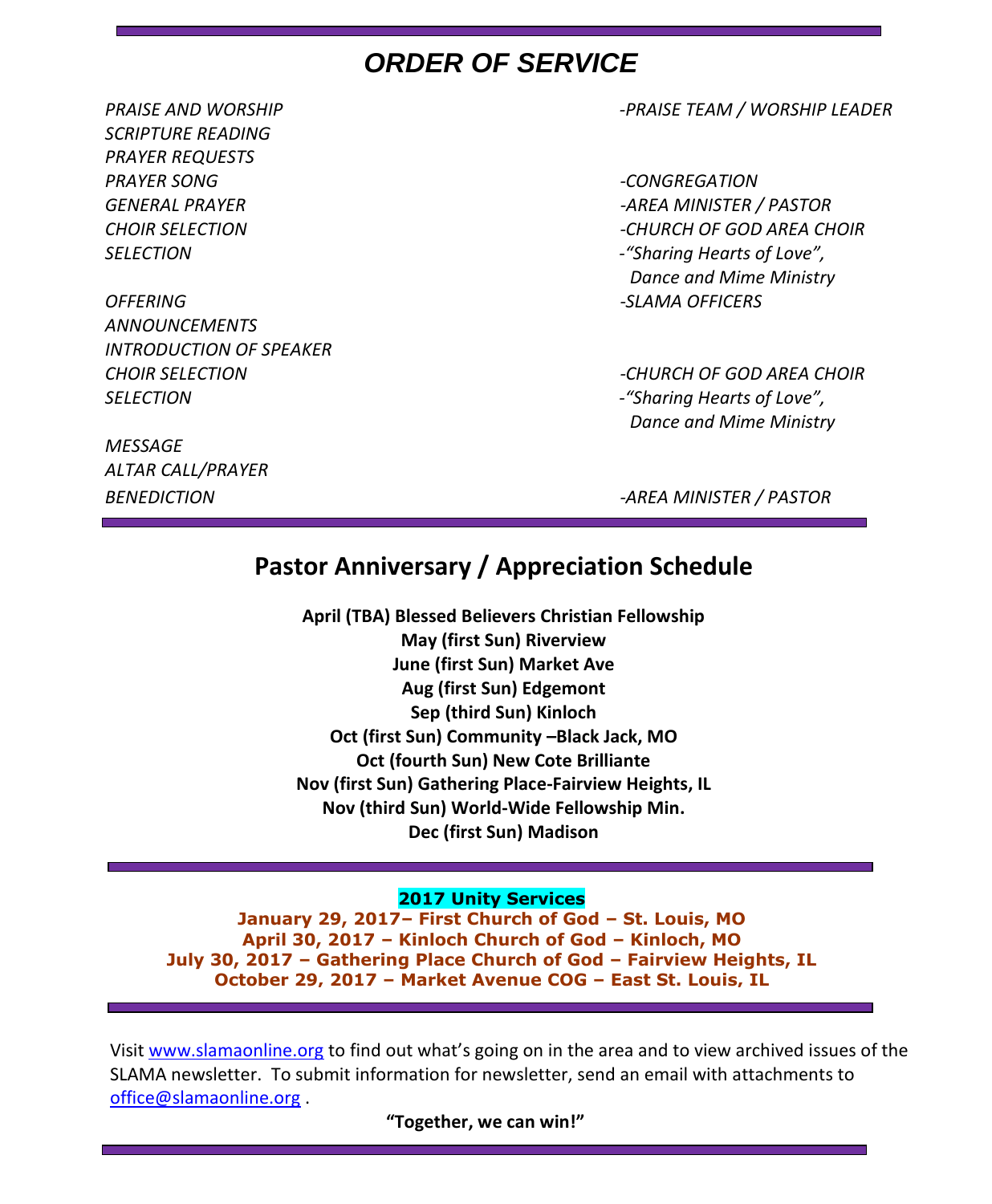# *ORDER OF SERVICE*

| | |
|---|---|
| *PRAISE AND WORSHIP* | *-PRAISE TEAM / WORSHIP LEADER* |
| *SCRIPTURE READING* | |
| *PRAYER REQUESTS* | |
| *PRAYER SONG* | *-CONGREGATION* |
| *GENERAL PRAYER* | *-AREA MINISTER / PASTOR* |
| *CHOIR SELECTION* | *-CHURCH OF GOD AREA CHOIR* |
| *SELECTION* | *-"Sharing Hearts of Love", Dance and Mime Ministry* |
| *OFFERING* | *-SLAMA OFFICERS* |
| *ANNOUNCEMENTS* | |
| *INTRODUCTION OF SPEAKER* | |
| *CHOIR SELECTION* | *-CHURCH OF GOD AREA CHOIR* |
| *SELECTION* | *-"Sharing Hearts of Love", Dance and Mime Ministry* |
| *MESSAGE* | |
| *ALTAR CALL/PRAYER* | |
| *BENEDICTION* | *-AREA MINISTER / PASTOR* |

## Pastor Anniversary / Appreciation Schedule

**April (TBA) Blessed Believers Christian Fellowship**
**May (first Sun) Riverview**
**June (first Sun) Market Ave**
**Aug (first Sun) Edgemont**
**Sep (third Sun) Kinloch**
**Oct (first Sun) Community –Black Jack, MO**
**Oct (fourth Sun) New Cote Brilliante**
**Nov (first Sun) Gathering Place-Fairview Heights, IL**
**Nov (third Sun) World-Wide Fellowship Min.**
**Dec (first Sun) Madison**

**2017 Unity Services**

**January 29, 2017– First Church of God – St. Louis, MO**
**April 30, 2017 – Kinloch Church of God – Kinloch, MO**
**July 30, 2017 – Gathering Place Church of God – Fairview Heights, IL**
**October 29, 2017 – Market Avenue COG – East St. Louis, IL**

Visit www.slamaonline.org to find out what's going on in the area and to view archived issues of the SLAMA newsletter. To submit information for newsletter, send an email with attachments to office@slamaonline.org .

**"Together, we can win!"**